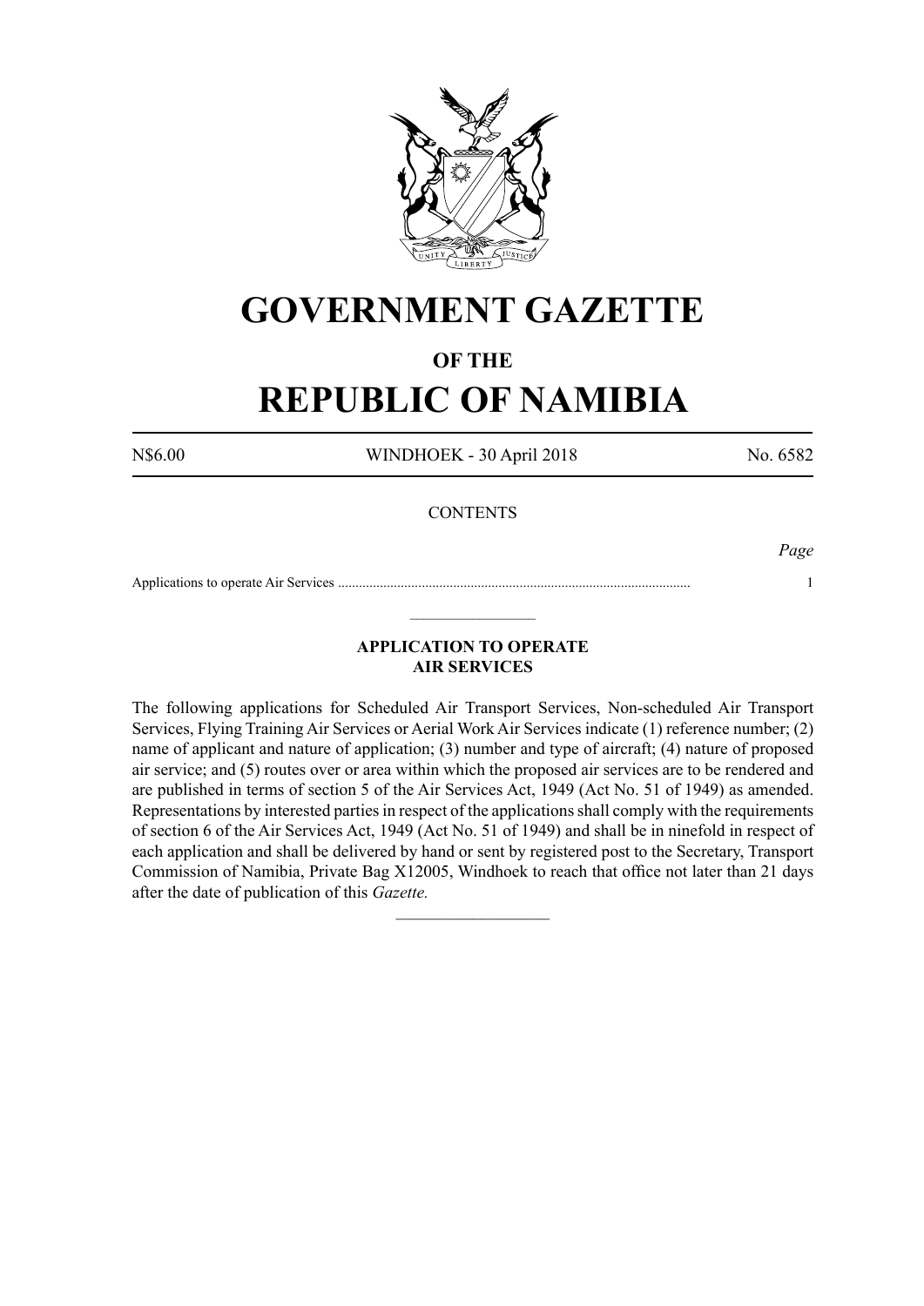# GOVERNMENT GAZETTE

### OF THE

# REPUBLIC OF NAMIBIA

N$6.00 WINDHOEK - 30 April 2018 No. 6582

CONTENTS

*Page*

Applications to operate Air Services .................................................................................................... 1

---

**APPLICATION TO OPERATE AIR SERVICES**

The following applications for Scheduled Air Transport Services, Non-scheduled Air Transport Services, Flying Training Air Services or Aerial Work Air Services indicate (1) reference number; (2) name of applicant and nature of application; (3) number and type of aircraft; (4) nature of proposed air service; and (5) routes over or area within which the proposed air services are to be rendered and are published in terms of section 5 of the Air Services Act, 1949 (Act No. 51 of 1949) as amended. Representations by interested parties in respect of the applications shall comply with the requirements of section 6 of the Air Services Act, 1949 (Act No. 51 of 1949) and shall be in ninefold in respect of each application and shall be delivered by hand or sent by registered post to the Secretary, Transport Commission of Namibia, Private Bag X12005, Windhoek to reach that office not later than 21 days after the date of publication of this *Gazette.*

---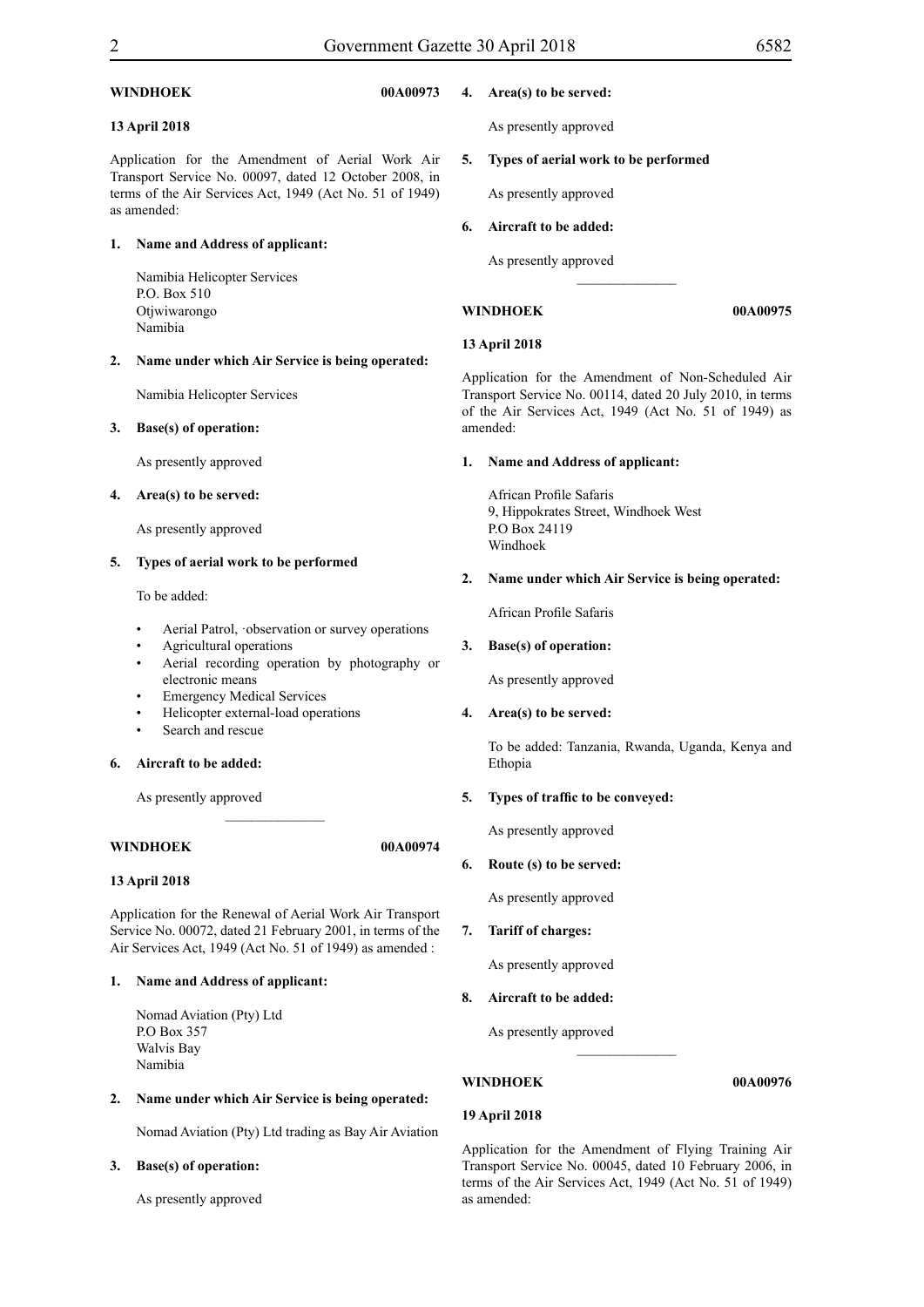**WINDHOEK 00A00973**

**13 April 2018**

Application for the Amendment of Aerial Work Air Transport Service No. 00097, dated 12 October 2008, in terms of the Air Services Act, 1949 (Act No. 51 of 1949) as amended:

**1. Name and Address of applicant:**

Namibia Helicopter Services
P.O. Box 510
Otjwiwarongo
Namibia

**2. Name under which Air Service is being operated:**

Namibia Helicopter Services

**3. Base(s) of operation:**

As presently approved

**4. Area(s) to be served:**

As presently approved

**5. Types of aerial work to be performed**

To be added:

- Aerial Patrol, ·observation or survey operations
- Agricultural operations
- Aerial recording operation by photography or electronic means
- Emergency Medical Services
- Helicopter external-load operations
- Search and rescue

**6. Aircraft to be added:**

As presently approved

---

**WINDHOEK 00A00974**

**13 April 2018**

Application for the Renewal of Aerial Work Air Transport Service No. 00072, dated 21 February 2001, in terms of the Air Services Act, 1949 (Act No. 51 of 1949) as amended :

**1. Name and Address of applicant:**

Nomad Aviation (Pty) Ltd
P.O Box 357
Walvis Bay
Namibia

**2. Name under which Air Service is being operated:**

Nomad Aviation (Pty) Ltd trading as Bay Air Aviation

**3. Base(s) of operation:**

As presently approved

**4. Area(s) to be served:**

As presently approved

**5. Types of aerial work to be performed**

As presently approved

**6. Aircraft to be added:**

As presently approved

---

**WINDHOEK 00A00975**

**13 April 2018**

Application for the Amendment of Non-Scheduled Air Transport Service No. 00114, dated 20 July 2010, in terms of the Air Services Act, 1949 (Act No. 51 of 1949) as amended:

**1. Name and Address of applicant:**

African Profile Safaris
9, Hippokrates Street, Windhoek West
P.O Box 24119
Windhoek

**2. Name under which Air Service is being operated:**

African Profile Safaris

**3. Base(s) of operation:**

As presently approved

**4. Area(s) to be served:**

To be added: Tanzania, Rwanda, Uganda, Kenya and Ethopia

**5. Types of traffic to be conveyed:**

As presently approved

**6. Route (s) to be served:**

As presently approved

**7. Tariff of charges:**

As presently approved

**8. Aircraft to be added:**

As presently approved

---

**WINDHOEK 00A00976**

**19 April 2018**

Application for the Amendment of Flying Training Air Transport Service No. 00045, dated 10 February 2006, in terms of the Air Services Act, 1949 (Act No. 51 of 1949) as amended: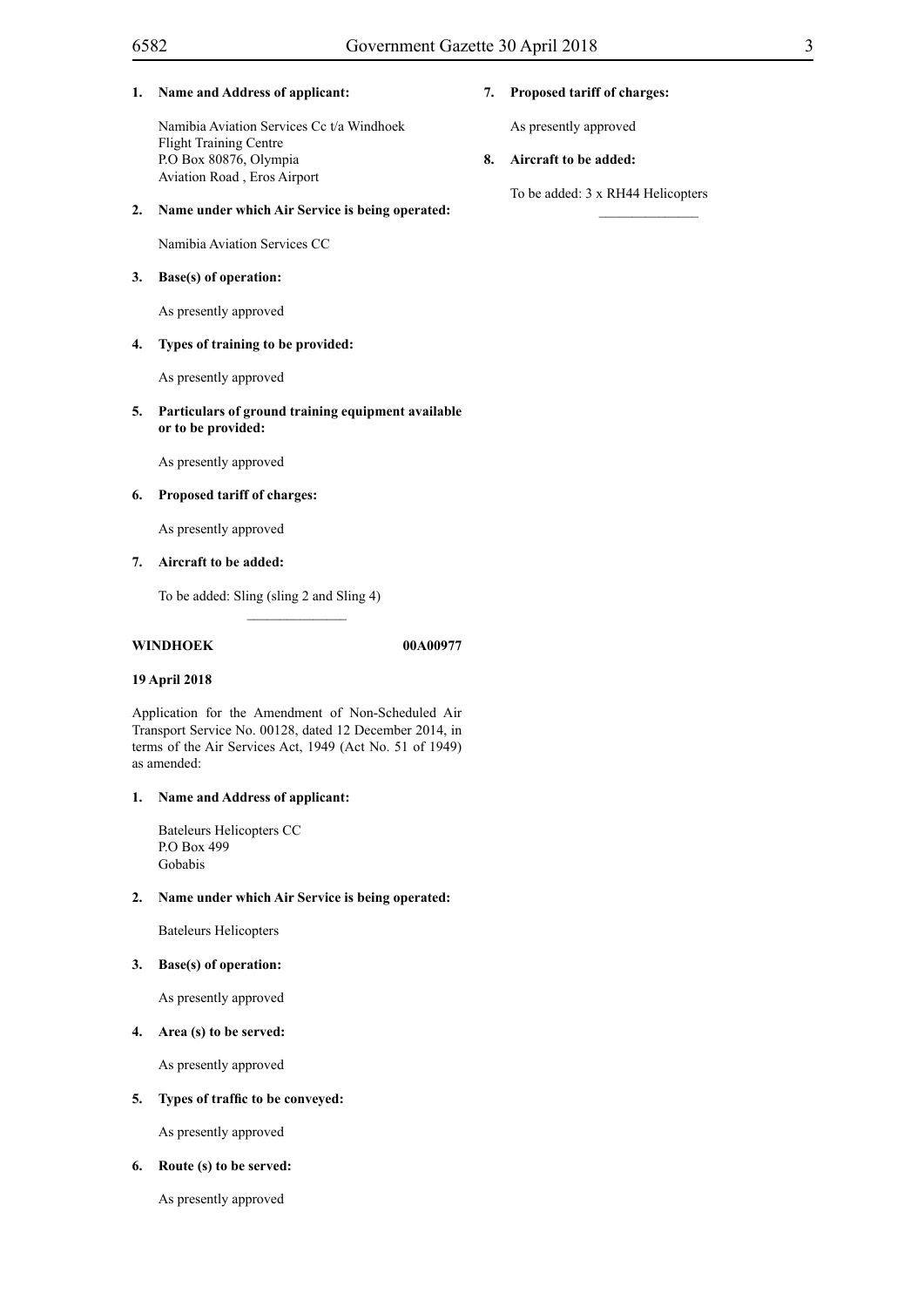1. **Name and Address of applicant:**

 Namibia Aviation Services Cc t/a Windhoek Flight Training Centre
 P.O Box 80876, Olympia
 Aviation Road , Eros Airport

2. **Name under which Air Service is being operated:**

 Namibia Aviation Services CC

3. **Base(s) of operation:**

 As presently approved

4. **Types of training to be provided:**

 As presently approved

5. **Particulars of ground training equipment available or to be provided:**

 As presently approved

6. **Proposed tariff of charges:**

 As presently approved

7. **Aircraft to be added:**

 To be added: Sling (sling 2 and Sling 4)

---

**WINDHOEK 00A00977**

**19 April 2018**

Application for the Amendment of Non-Scheduled Air Transport Service No. 00128, dated 12 December 2014, in terms of the Air Services Act, 1949 (Act No. 51 of 1949) as amended:

1. **Name and Address of applicant:**

 Bateleurs Helicopters CC
 P.O Box 499
 Gobabis

2. **Name under which Air Service is being operated:**

 Bateleurs Helicopters

3. **Base(s) of operation:**

 As presently approved

4. **Area (s) to be served:**

 As presently approved

5. **Types of traffic to be conveyed:**

 As presently approved

6. **Route (s) to be served:**

 As presently approved

7. **Proposed tariff of charges:**

 As presently approved

8. **Aircraft to be added:**

 To be added: 3 x RH44 Helicopters

---